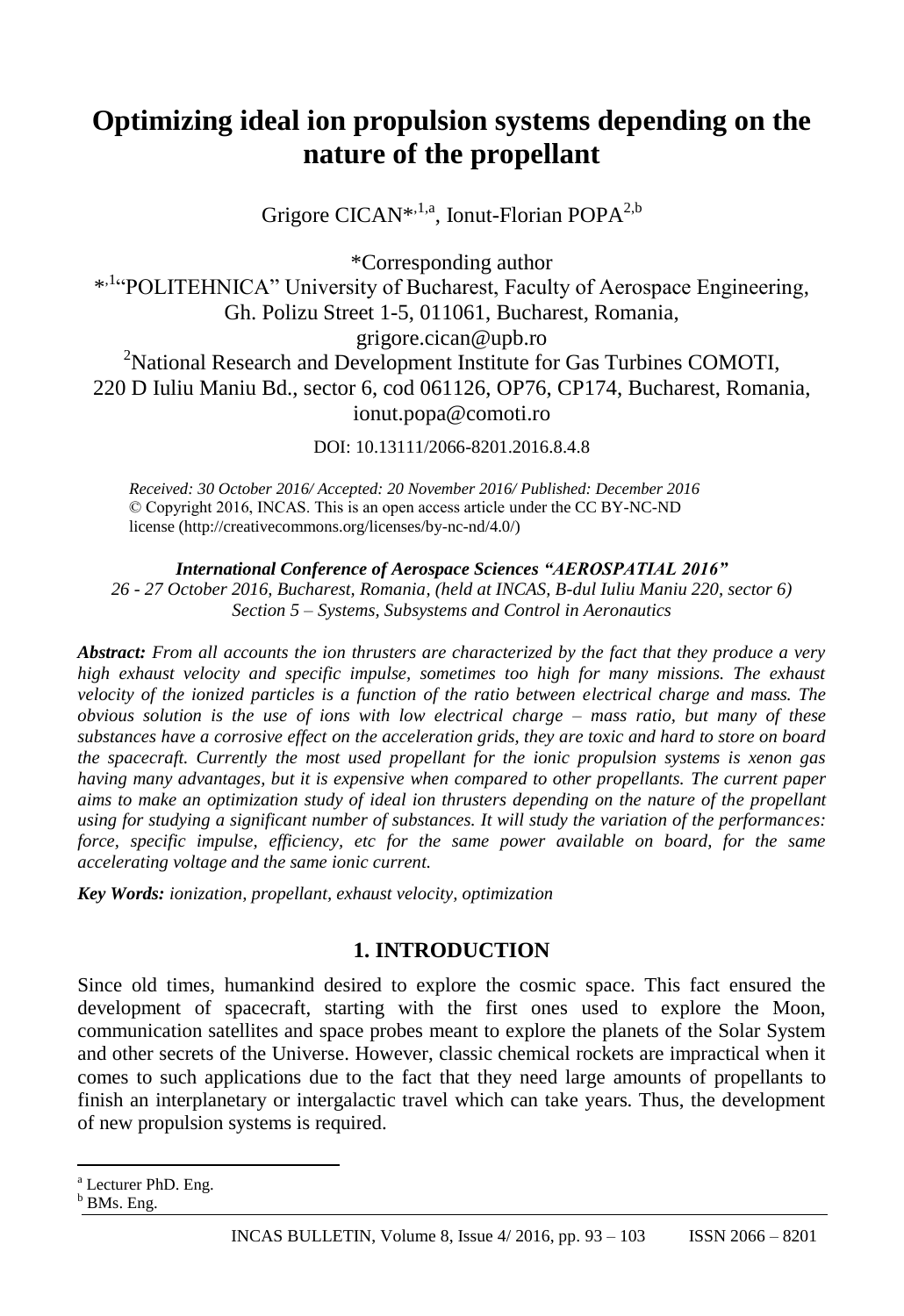# Optimizing ideal ion propulsion systems depending on the nature of the propellant

Grigore CICAN*[,1,a], Ionut-Florian POPA[2,b]

*Corresponding author

*[,1]"POLITEHNICA" University of Bucharest, Faculty of Aerospace Engineering, Gh. Polizu Street 1-5, 011061, Bucharest, Romania, grigore.cican@upb.ro

[2]National Research and Development Institute for Gas Turbines COMOTI, 220 D Iuliu Maniu Bd., sector 6, cod 061126, OP76, CP174, Bucharest, Romania, ionut.popa@comoti.ro

DOI: 10.13111/2066-8201.2016.8.4.8

*Received: 30 October 2016/ Accepted: 20 November 2016/ Published: December 2016*
© Copyright 2016, INCAS. This is an open access article under the CC BY-NC-ND license (http://creativecommons.org/licenses/by-nc-nd/4.0/)

***International Conference of Aerospace Sciences "AEROSPATIAL 2016"***
*26 - 27 October 2016, Bucharest, Romania, (held at INCAS, B-dul Iuliu Maniu 220, sector 6)*
*Section 5 – Systems, Subsystems and Control in Aeronautics*

***Abstract:*** *From all accounts the ion thrusters are characterized by the fact that they produce a very high exhaust velocity and specific impulse, sometimes too high for many missions. The exhaust velocity of the ionized particles is a function of the ratio between electrical charge and mass. The obvious solution is the use of ions with low electrical charge – mass ratio, but many of these substances have a corrosive effect on the acceleration grids, they are toxic and hard to store on board the spacecraft. Currently the most used propellant for the ionic propulsion systems is xenon gas having many advantages, but it is expensive when compared to other propellants. The current paper aims to make an optimization study of ideal ion thrusters depending on the nature of the propellant using for studying a significant number of substances. It will study the variation of the performances: force, specific impulse, efficiency, etc for the same power available on board, for the same accelerating voltage and the same ionic current.*

***Key Words:*** *ionization, propellant, exhaust velocity, optimization*

## 1. INTRODUCTION

Since old times, humankind desired to explore the cosmic space. This fact ensured the development of spacecraft, starting with the first ones used to explore the Moon, communication satellites and space probes meant to explore the planets of the Solar System and other secrets of the Universe. However, classic chemical rockets are impractical when it comes to such applications due to the fact that they need large amounts of propellants to finish an interplanetary or intergalactic travel which can take years. Thus, the development of new propulsion systems is required.

---

[a] Lecturer PhD. Eng.
[b] BMs. Eng.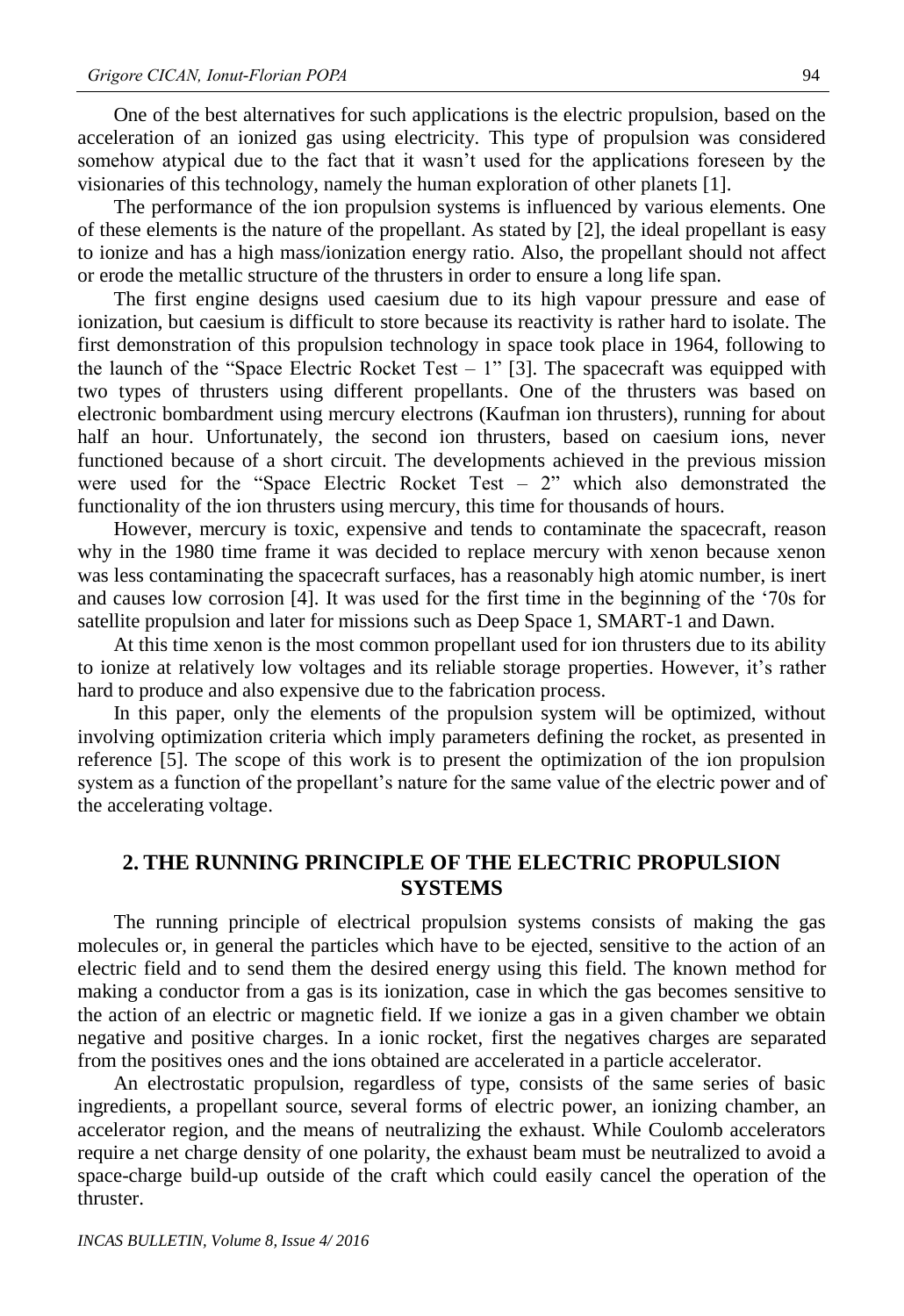One of the best alternatives for such applications is the electric propulsion, based on the acceleration of an ionized gas using electricity. This type of propulsion was considered somehow atypical due to the fact that it wasn't used for the applications foreseen by the visionaries of this technology, namely the human exploration of other planets [1].

The performance of the ion propulsion systems is influenced by various elements. One of these elements is the nature of the propellant. As stated by [2], the ideal propellant is easy to ionize and has a high mass/ionization energy ratio. Also, the propellant should not affect or erode the metallic structure of the thrusters in order to ensure a long life span.

The first engine designs used caesium due to its high vapour pressure and ease of ionization, but caesium is difficult to store because its reactivity is rather hard to isolate. The first demonstration of this propulsion technology in space took place in 1964, following to the launch of the "Space Electric Rocket Test – 1" [3]. The spacecraft was equipped with two types of thrusters using different propellants. One of the thrusters was based on electronic bombardment using mercury electrons (Kaufman ion thrusters), running for about half an hour. Unfortunately, the second ion thrusters, based on caesium ions, never functioned because of a short circuit. The developments achieved in the previous mission were used for the "Space Electric Rocket Test – 2" which also demonstrated the functionality of the ion thrusters using mercury, this time for thousands of hours.

However, mercury is toxic, expensive and tends to contaminate the spacecraft, reason why in the 1980 time frame it was decided to replace mercury with xenon because xenon was less contaminating the spacecraft surfaces, has a reasonably high atomic number, is inert and causes low corrosion [4]. It was used for the first time in the beginning of the '70s for satellite propulsion and later for missions such as Deep Space 1, SMART-1 and Dawn.

At this time xenon is the most common propellant used for ion thrusters due to its ability to ionize at relatively low voltages and its reliable storage properties. However, it's rather hard to produce and also expensive due to the fabrication process.

In this paper, only the elements of the propulsion system will be optimized, without involving optimization criteria which imply parameters defining the rocket, as presented in reference [5]. The scope of this work is to present the optimization of the ion propulsion system as a function of the propellant's nature for the same value of the electric power and of the accelerating voltage.

## 2. THE RUNNING PRINCIPLE OF THE ELECTRIC PROPULSION SYSTEMS

The running principle of electrical propulsion systems consists of making the gas molecules or, in general the particles which have to be ejected, sensitive to the action of an electric field and to send them the desired energy using this field. The known method for making a conductor from a gas is its ionization, case in which the gas becomes sensitive to the action of an electric or magnetic field. If we ionize a gas in a given chamber we obtain negative and positive charges. In a ionic rocket, first the negatives charges are separated from the positives ones and the ions obtained are accelerated in a particle accelerator.

An electrostatic propulsion, regardless of type, consists of the same series of basic ingredients, a propellant source, several forms of electric power, an ionizing chamber, an accelerator region, and the means of neutralizing the exhaust. While Coulomb accelerators require a net charge density of one polarity, the exhaust beam must be neutralized to avoid a space-charge build-up outside of the craft which could easily cancel the operation of the thruster.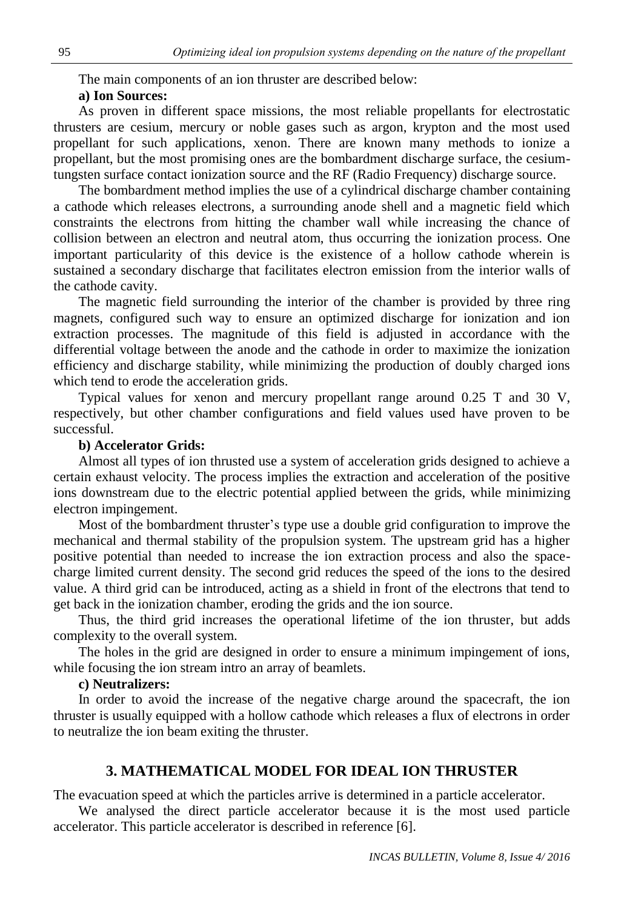The main components of an ion thruster are described below:

**a) Ion Sources:**

As proven in different space missions, the most reliable propellants for electrostatic thrusters are cesium, mercury or noble gases such as argon, krypton and the most used propellant for such applications, xenon. There are known many methods to ionize a propellant, but the most promising ones are the bombardment discharge surface, the cesium-tungsten surface contact ionization source and the RF (Radio Frequency) discharge source.

The bombardment method implies the use of a cylindrical discharge chamber containing a cathode which releases electrons, a surrounding anode shell and a magnetic field which constraints the electrons from hitting the chamber wall while increasing the chance of collision between an electron and neutral atom, thus occurring the ionization process. One important particularity of this device is the existence of a hollow cathode wherein is sustained a secondary discharge that facilitates electron emission from the interior walls of the cathode cavity.

The magnetic field surrounding the interior of the chamber is provided by three ring magnets, configured such way to ensure an optimized discharge for ionization and ion extraction processes. The magnitude of this field is adjusted in accordance with the differential voltage between the anode and the cathode in order to maximize the ionization efficiency and discharge stability, while minimizing the production of doubly charged ions which tend to erode the acceleration grids.

Typical values for xenon and mercury propellant range around 0.25 T and 30 V, respectively, but other chamber configurations and field values used have proven to be successful.

**b) Accelerator Grids:**

Almost all types of ion thrusted use a system of acceleration grids designed to achieve a certain exhaust velocity. The process implies the extraction and acceleration of the positive ions downstream due to the electric potential applied between the grids, while minimizing electron impingement.

Most of the bombardment thruster's type use a double grid configuration to improve the mechanical and thermal stability of the propulsion system. The upstream grid has a higher positive potential than needed to increase the ion extraction process and also the space-charge limited current density. The second grid reduces the speed of the ions to the desired value. A third grid can be introduced, acting as a shield in front of the electrons that tend to get back in the ionization chamber, eroding the grids and the ion source.

Thus, the third grid increases the operational lifetime of the ion thruster, but adds complexity to the overall system.

The holes in the grid are designed in order to ensure a minimum impingement of ions, while focusing the ion stream intro an array of beamlets.

**c) Neutralizers:**

In order to avoid the increase of the negative charge around the spacecraft, the ion thruster is usually equipped with a hollow cathode which releases a flux of electrons in order to neutralize the ion beam exiting the thruster.

## 3. MATHEMATICAL MODEL FOR IDEAL ION THRUSTER

The evacuation speed at which the particles arrive is determined in a particle accelerator.

We analysed the direct particle accelerator because it is the most used particle accelerator. This particle accelerator is described in reference [6].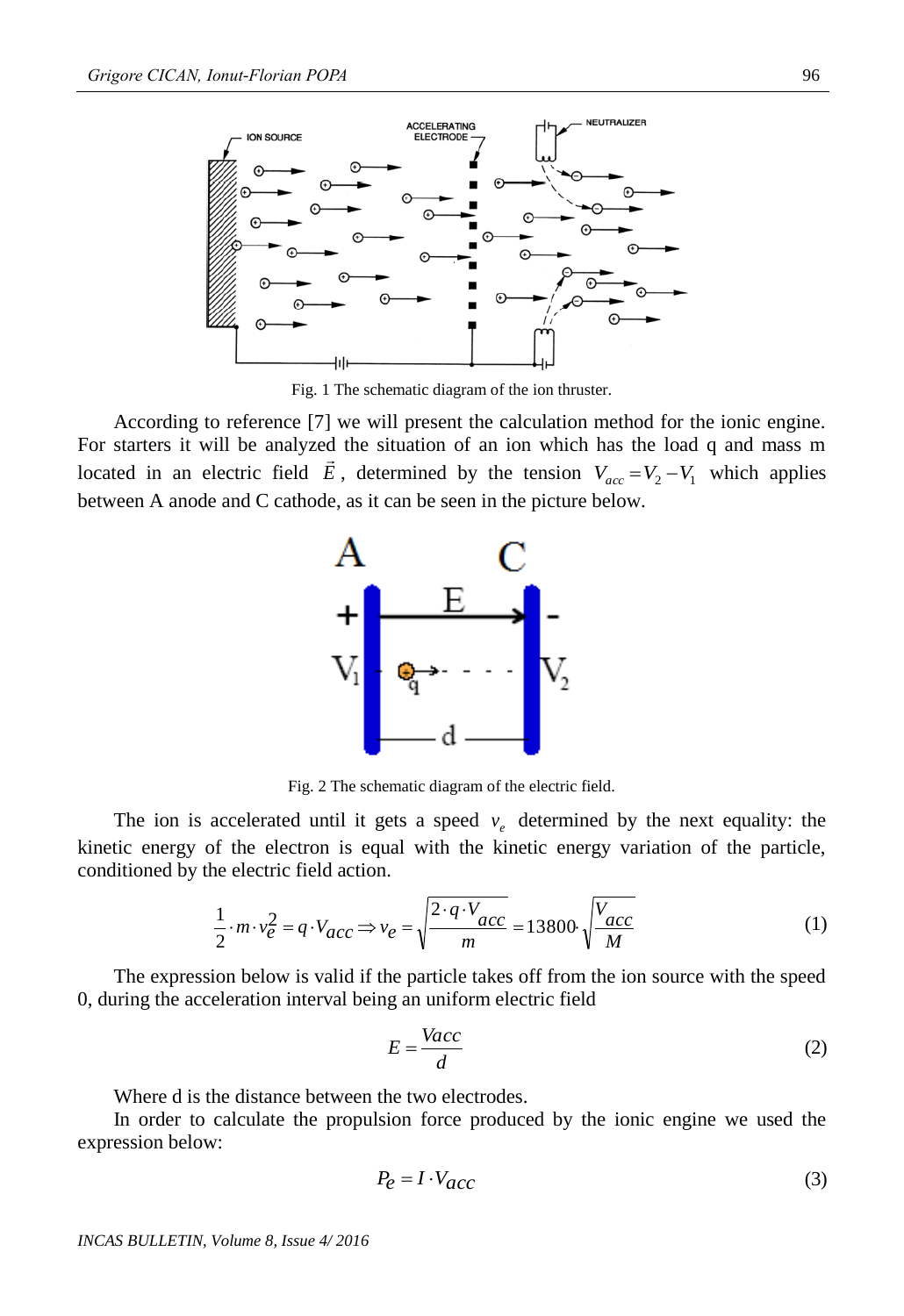Fig. 1 The schematic diagram of the ion thruster.

According to reference [7] we will present the calculation method for the ionic engine. For starters it will be analyzed the situation of an ion which has the load q and mass m located in an electric field $\vec{E}$, determined by the tension $V_{acc} = V_2 - V_1$ which applies between A anode and C cathode, as it can be seen in the picture below.

Fig. 2 The schematic diagram of the electric field.

The ion is accelerated until it gets a speed $v_e$ determined by the next equality: the kinetic energy of the electron is equal with the kinetic energy variation of the particle, conditioned by the electric field action.

$$\frac{1}{2} \cdot m \cdot v_e^2 = q \cdot V_{acc} \Rightarrow v_e = \sqrt{\frac{2 \cdot q \cdot V_{acc}}{m}} = 13800 \cdot \sqrt{\frac{V_{acc}}{M}} \tag{1}$$

The expression below is valid if the particle takes off from the ion source with the speed 0, during the acceleration interval being an uniform electric field

$$E = \frac{Vacc}{d} \tag{2}$$

Where d is the distance between the two electrodes.

In order to calculate the propulsion force produced by the ionic engine we used the expression below:

$$P_e = I \cdot V_{acc} \tag{3}$$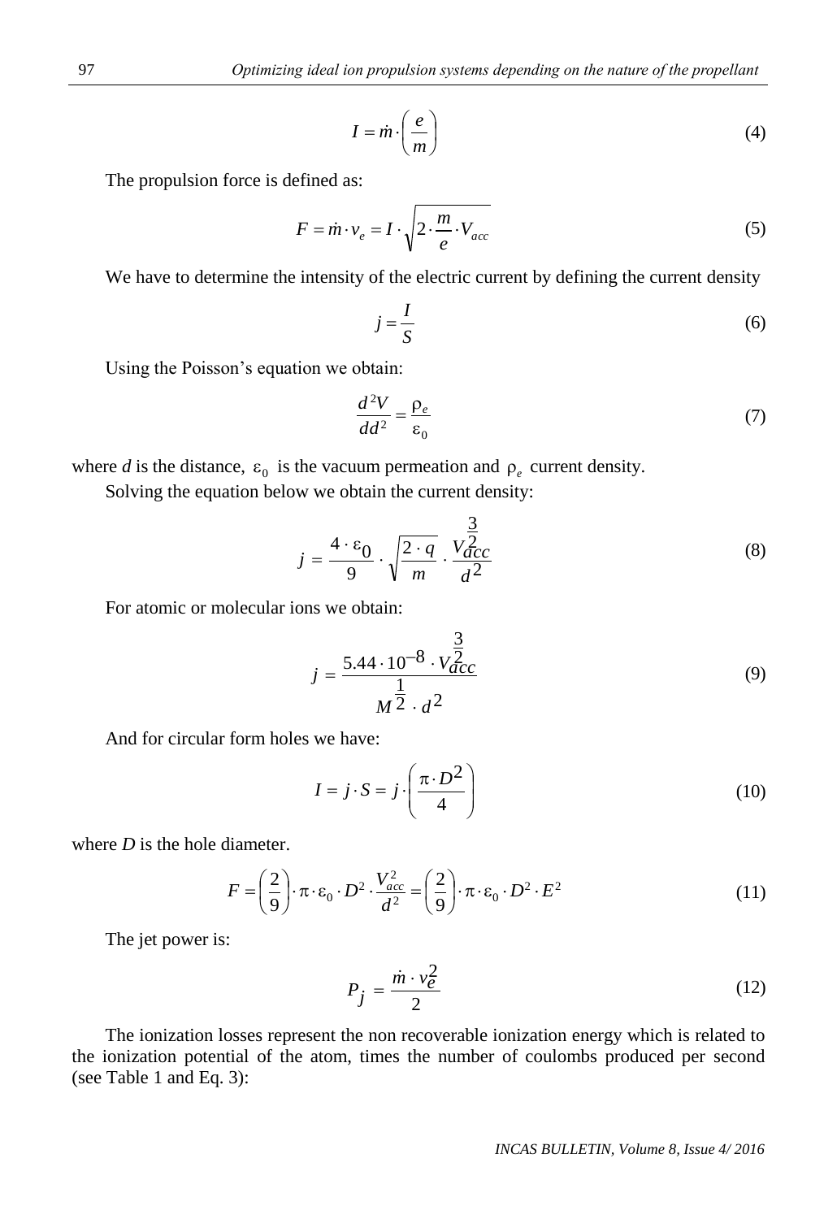$$I = \dot{m} \cdot \left( \frac{e}{m} \right) \tag{4}$$

The propulsion force is defined as:

$$F = \dot{m} \cdot v_e = I \cdot \sqrt{2 \cdot \frac{m}{e} \cdot V_{acc}} \tag{5}$$

We have to determine the intensity of the electric current by defining the current density

$$j = \frac{I}{S} \tag{6}$$

Using the Poisson's equation we obtain:

$$\frac{d^2V}{dd^2} = \frac{\rho_e}{\varepsilon_0} \tag{7}$$

where $d$ is the distance, $\varepsilon_0$ is the vacuum permeation and $\rho_e$ current density.

Solving the equation below we obtain the current density:

$$j = \frac{4 \cdot \varepsilon_0}{9} \cdot \sqrt{\frac{2 \cdot q}{m}} \cdot \frac{V_{acc}^{\frac{3}{2}}}{d^2} \tag{8}$$

For atomic or molecular ions we obtain:

$$j = \frac{5.44 \cdot 10^{-8} \cdot V_{acc}^{\frac{3}{2}}}{M^{\frac{1}{2}} \cdot d^2} \tag{9}$$

And for circular form holes we have:

$$I = j \cdot S = j \cdot \left( \frac{\pi \cdot D^2}{4} \right) \tag{10}$$

where $D$ is the hole diameter.

$$F = \left( \frac{2}{9} \right) \cdot \pi \cdot \varepsilon_0 \cdot D^2 \cdot \frac{V_{acc}^2}{d^2} = \left( \frac{2}{9} \right) \cdot \pi \cdot \varepsilon_0 \cdot D^2 \cdot E^2 \tag{11}$$

The jet power is:

$$P_j = \frac{\dot{m} \cdot v_e^2}{2} \tag{12}$$

The ionization losses represent the non recoverable ionization energy which is related to the ionization potential of the atom, times the number of coulombs produced per second (see Table 1 and Eq. 3):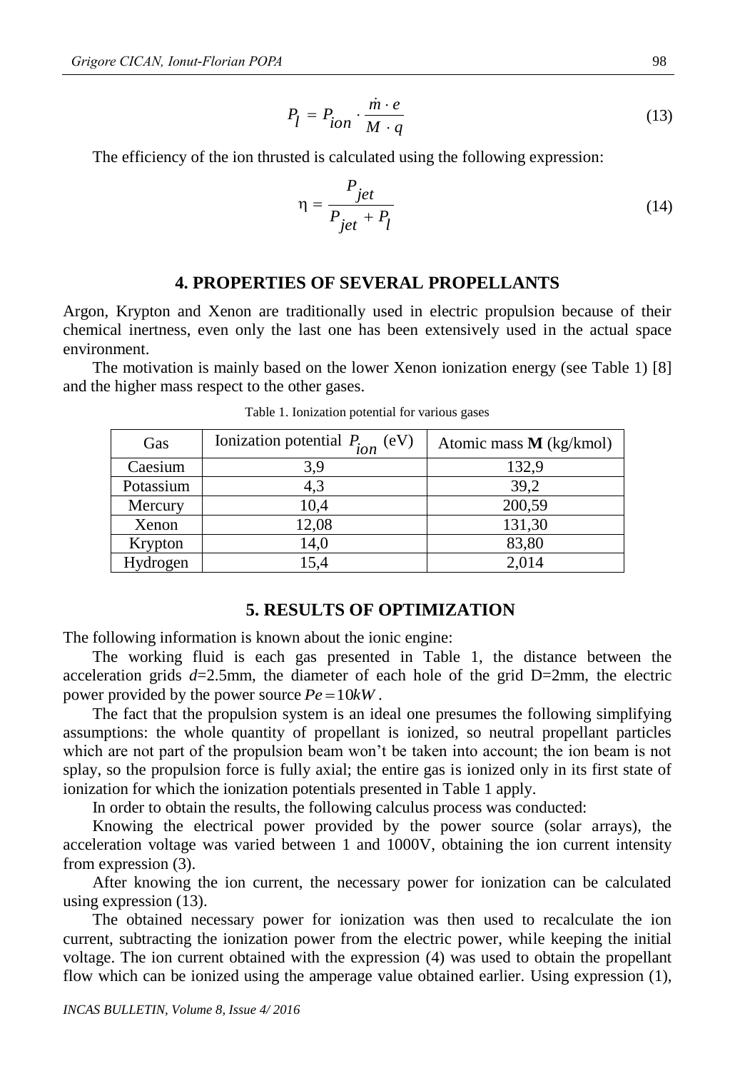$$P_l = P_{ion} \cdot \frac{\dot{m} \cdot e}{M \cdot q} \tag{13}$$

The efficiency of the ion thrusted is calculated using the following expression:

$$\eta = \frac{P_{jet}}{P_{jet} + P_l} \tag{14}$$

## 4. PROPERTIES OF SEVERAL PROPELLANTS

Argon, Krypton and Xenon are traditionally used in electric propulsion because of their chemical inertness, even only the last one has been extensively used in the actual space environment.

The motivation is mainly based on the lower Xenon ionization energy (see Table 1) [8] and the higher mass respect to the other gases.

Table 1. Ionization potential for various gases

| Gas | Ionization potential $P_{ion}$ (eV) | Atomic mass **M** (kg/kmol) |
|---|---|---|
| Caesium | 3,9 | 132,9 |
| Potassium | 4,3 | 39,2 |
| Mercury | 10,4 | 200,59 |
| Xenon | 12,08 | 131,30 |
| Krypton | 14,0 | 83,80 |
| Hydrogen | 15,4 | 2,014 |

## 5. RESULTS OF OPTIMIZATION

The following information is known about the ionic engine:

The working fluid is each gas presented in Table 1, the distance between the acceleration grids $d$=2.5mm, the diameter of each hole of the grid D=2mm, the electric power provided by the power source $Pe = 10kW$.

The fact that the propulsion system is an ideal one presumes the following simplifying assumptions: the whole quantity of propellant is ionized, so neutral propellant particles which are not part of the propulsion beam won't be taken into account; the ion beam is not splay, so the propulsion force is fully axial; the entire gas is ionized only in its first state of ionization for which the ionization potentials presented in Table 1 apply.

In order to obtain the results, the following calculus process was conducted:

Knowing the electrical power provided by the power source (solar arrays), the acceleration voltage was varied between 1 and 1000V, obtaining the ion current intensity from expression (3).

After knowing the ion current, the necessary power for ionization can be calculated using expression (13).

The obtained necessary power for ionization was then used to recalculate the ion current, subtracting the ionization power from the electric power, while keeping the initial voltage. The ion current obtained with the expression (4) was used to obtain the propellant flow which can be ionized using the amperage value obtained earlier. Using expression (1),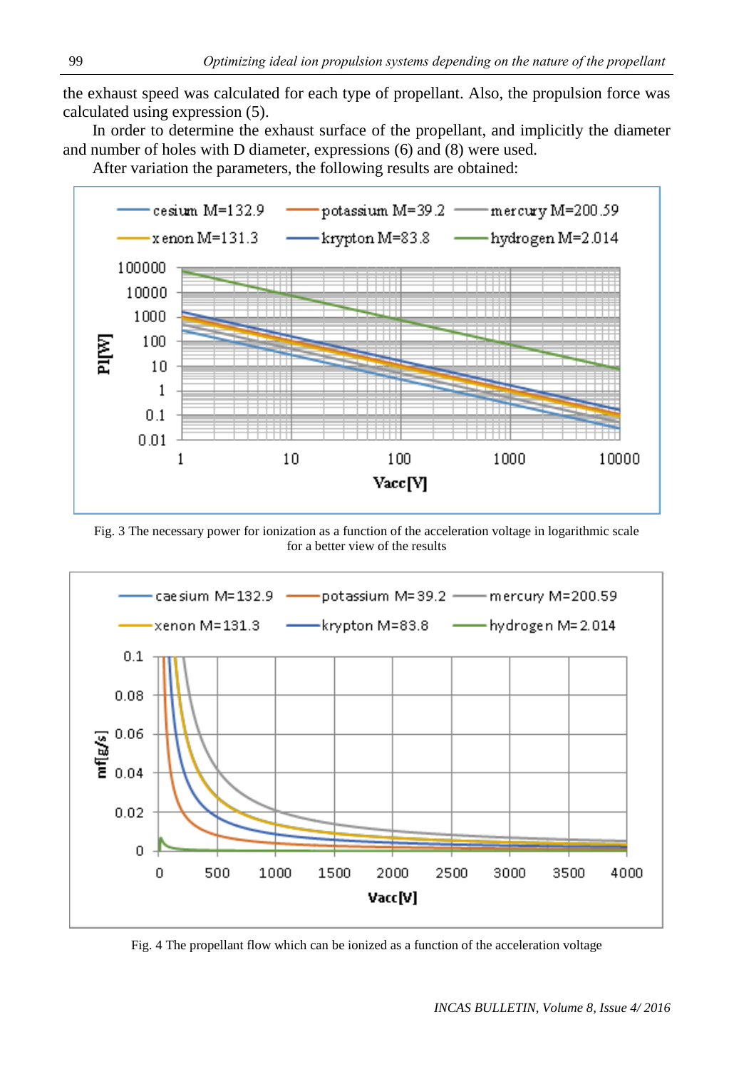the exhaust speed was calculated for each type of propellant. Also, the propulsion force was calculated using expression (5).

In order to determine the exhaust surface of the propellant, and implicitly the diameter and number of holes with D diameter, expressions (6) and (8) were used.

After variation the parameters, the following results are obtained:

Fig. 3 The necessary power for ionization as a function of the acceleration voltage in logarithmic scale for a better view of the results

Fig. 4 The propellant flow which can be ionized as a function of the acceleration voltage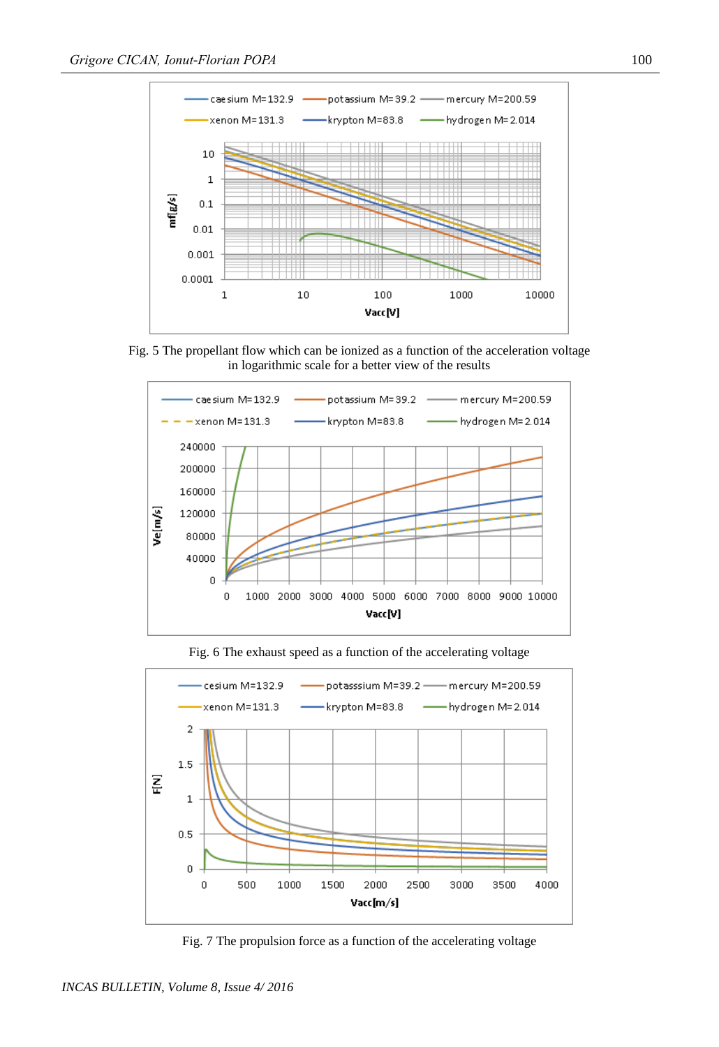Fig. 5 The propellant flow which can be ionized as a function of the acceleration voltage in logarithmic scale for a better view of the results

Fig. 6 The exhaust speed as a function of the accelerating voltage

Fig. 7 The propulsion force as a function of the accelerating voltage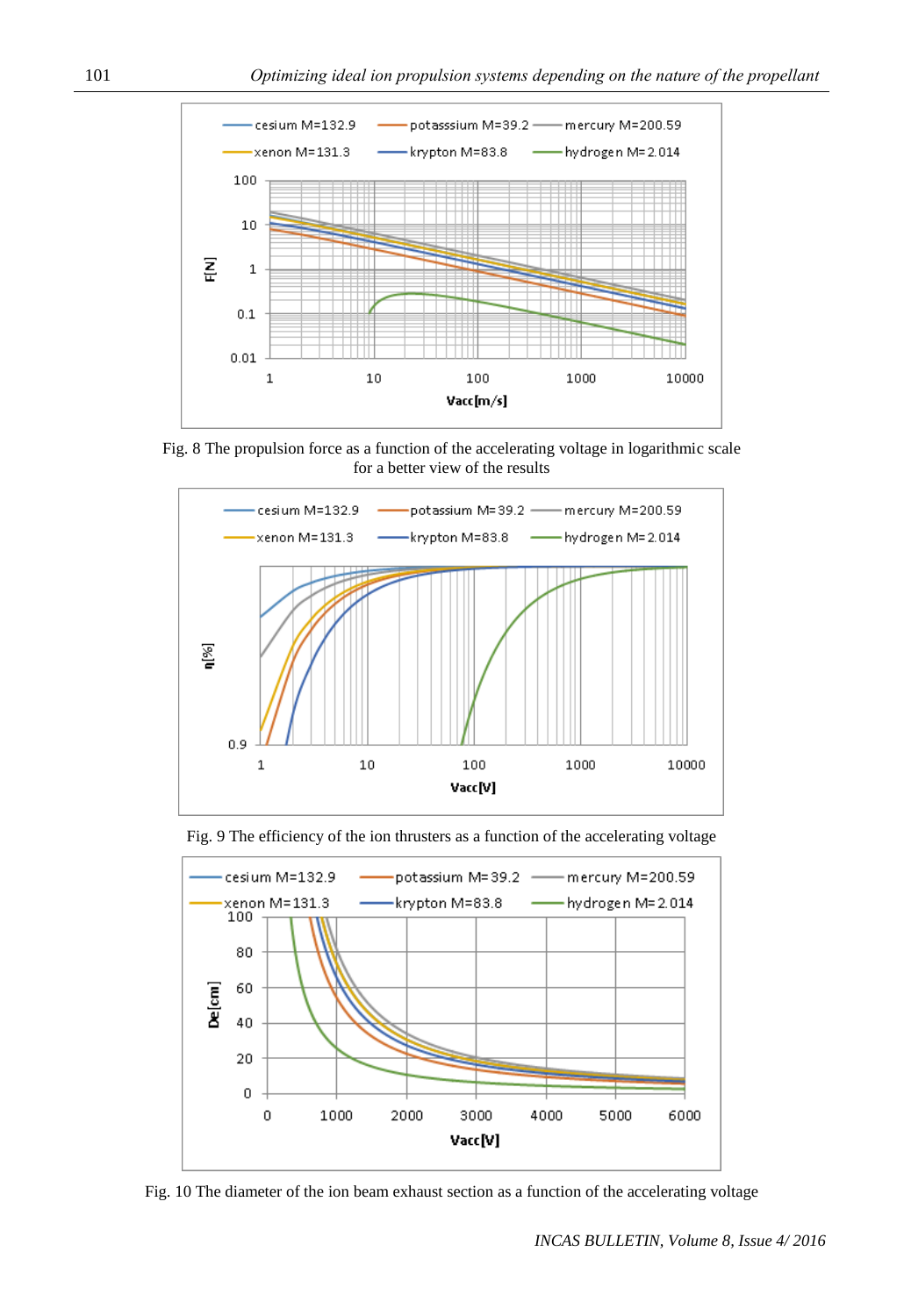Fig. 8 The propulsion force as a function of the accelerating voltage in logarithmic scale for a better view of the results

Fig. 9 The efficiency of the ion thrusters as a function of the accelerating voltage

Fig. 10 The diameter of the ion beam exhaust section as a function of the accelerating voltage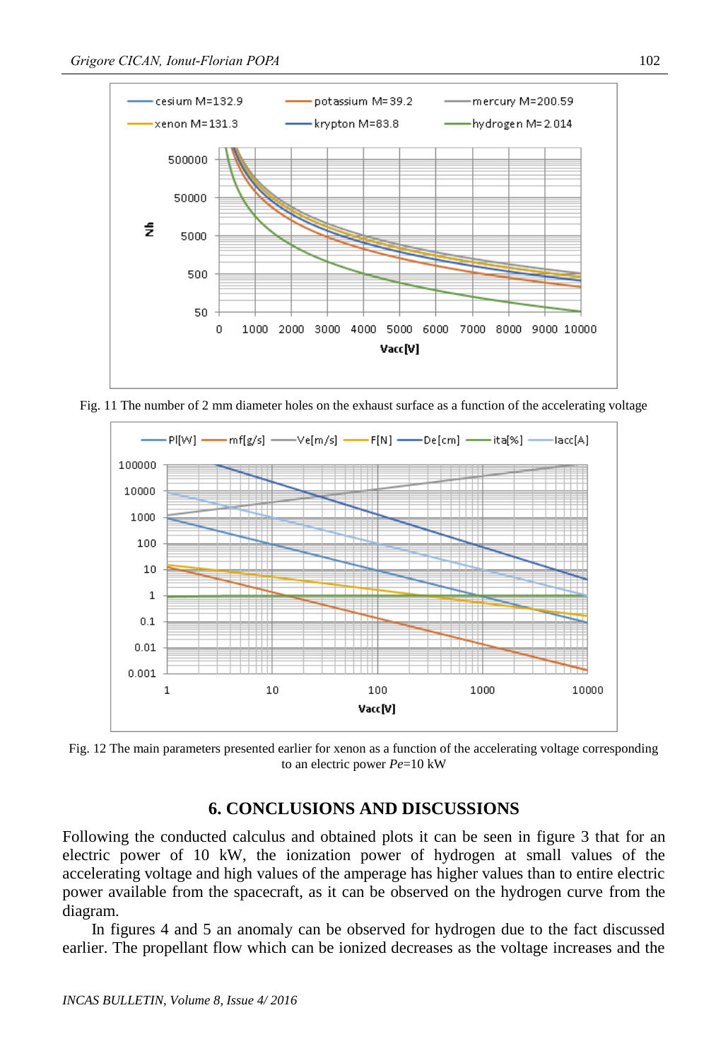Fig. 11 The number of 2 mm diameter holes on the exhaust surface as a function of the accelerating voltage

Fig. 12 The main parameters presented earlier for xenon as a function of the accelerating voltage corresponding to an electric power *Pe*=10 kW

## 6. CONCLUSIONS AND DISCUSSIONS

Following the conducted calculus and obtained plots it can be seen in figure 3 that for an electric power of 10 kW, the ionization power of hydrogen at small values of the accelerating voltage and high values of the amperage has higher values than to entire electric power available from the spacecraft, as it can be observed on the hydrogen curve from the diagram.

In figures 4 and 5 an anomaly can be observed for hydrogen due to the fact discussed earlier. The propellant flow which can be ionized decreases as the voltage increases and the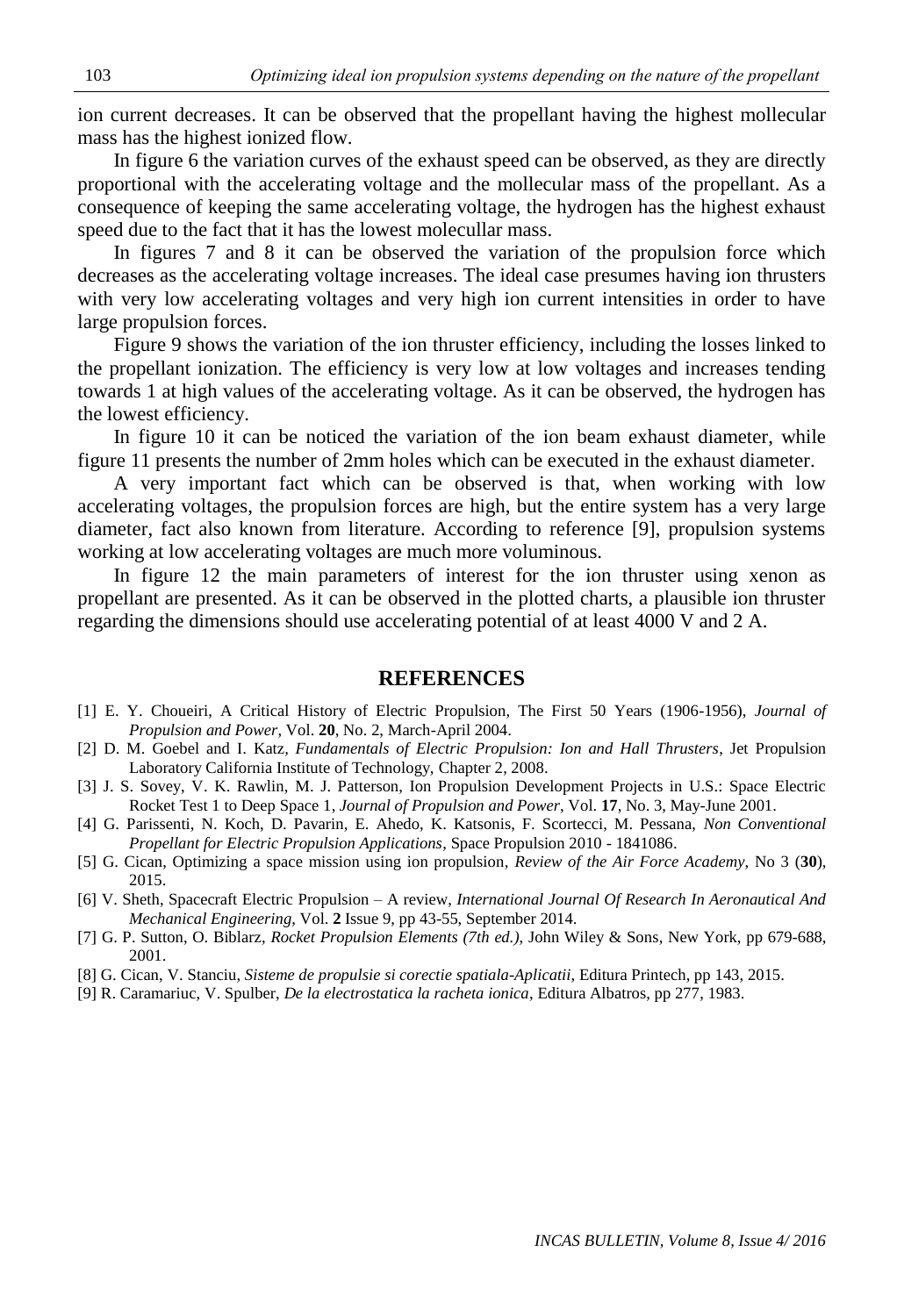ion current decreases. It can be observed that the propellant having the highest mollecular mass has the highest ionized flow.

In figure 6 the variation curves of the exhaust speed can be observed, as they are directly proportional with the accelerating voltage and the mollecular mass of the propellant. As a consequence of keeping the same accelerating voltage, the hydrogen has the highest exhaust speed due to the fact that it has the lowest mollecullar mass.

In figures 7 and 8 it can be observed the variation of the propulsion force which decreases as the accelerating voltage increases. The ideal case presumes having ion thrusters with very low accelerating voltages and very high ion current intensities in order to have large propulsion forces.

Figure 9 shows the variation of the ion thruster efficiency, including the losses linked to the propellant ionization. The efficiency is very low at low voltages and increases tending towards 1 at high values of the accelerating voltage. As it can be observed, the hydrogen has the lowest efficiency.

In figure 10 it can be noticed the variation of the ion beam exhaust diameter, while figure 11 presents the number of 2mm holes which can be executed in the exhaust diameter.

A very important fact which can be observed is that, when working with low accelerating voltages, the propulsion forces are high, but the entire system has a very large diameter, fact also known from literature. According to reference [9], propulsion systems working at low accelerating voltages are much more voluminous.

In figure 12 the main parameters of interest for the ion thruster using xenon as propellant are presented. As it can be observed in the plotted charts, a plausible ion thruster regarding the dimensions should use accelerating potential of at least 4000 V and 2 A.

## REFERENCES

[1] E. Y. Choueiri, A Critical History of Electric Propulsion, The First 50 Years (1906-1956), *Journal of Propulsion and Power*, Vol. **20**, No. 2, March-April 2004.

[2] D. M. Goebel and I. Katz, *Fundamentals of Electric Propulsion: Ion and Hall Thrusters*, Jet Propulsion Laboratory California Institute of Technology, Chapter 2, 2008.

[3] J. S. Sovey, V. K. Rawlin, M. J. Patterson, Ion Propulsion Development Projects in U.S.: Space Electric Rocket Test 1 to Deep Space 1, *Journal of Propulsion and Power*, Vol. **17**, No. 3, May-June 2001.

[4] G. Parissenti, N. Koch, D. Pavarin, E. Ahedo, K. Katsonis, F. Scortecci, M. Pessana, *Non Conventional Propellant for Electric Propulsion Applications*, Space Propulsion 2010 - 1841086.

[5] G. Cican, Optimizing a space mission using ion propulsion, *Review of the Air Force Academy*, No 3 (**30**), 2015.

[6] V. Sheth, Spacecraft Electric Propulsion – A review, *International Journal Of Research In Aeronautical And Mechanical Engineering*, Vol. **2** Issue 9, pp 43-55, September 2014.

[7] G. P. Sutton, O. Biblarz, *Rocket Propulsion Elements (7th ed.)*, John Wiley & Sons, New York, pp 679-688, 2001.

[8] G. Cican, V. Stanciu, *Sisteme de propulsie si corectie spatiala-Aplicatii*, Editura Printech, pp 143, 2015.

[9] R. Caramariuc, V. Spulber, *De la electrostatica la racheta ionica*, Editura Albatros, pp 277, 1983.